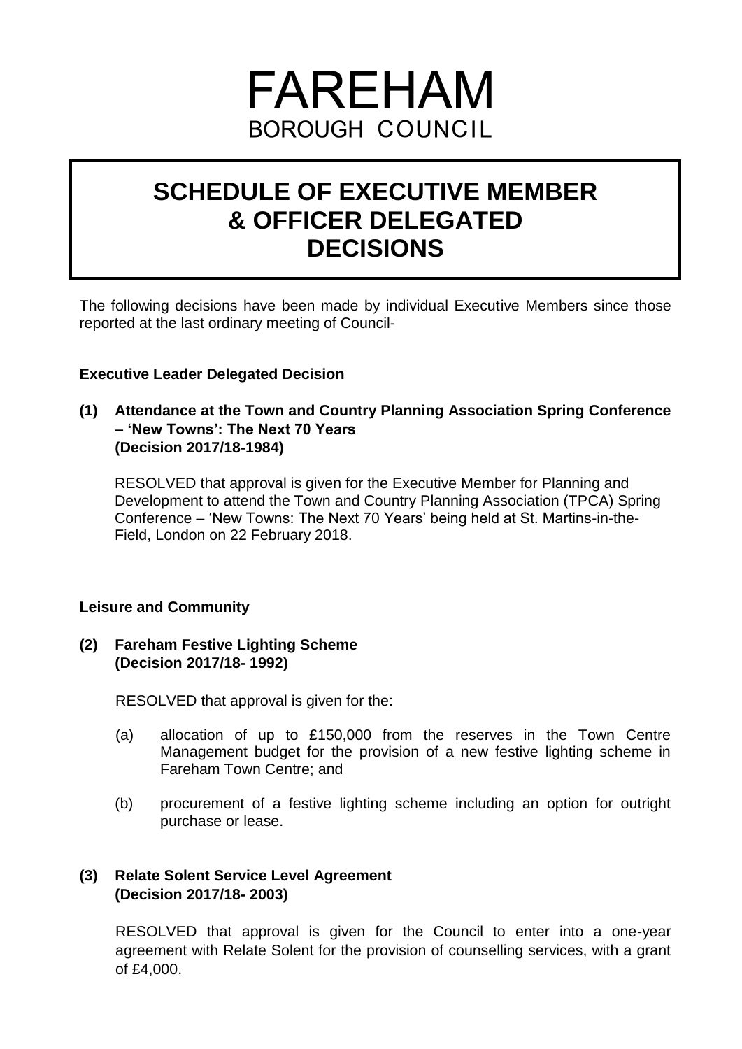# FAREHAM
BOROUGH COUNCIL

## SCHEDULE OF EXECUTIVE MEMBER & OFFICER DELEGATED DECISIONS

The following decisions have been made by individual Executive Members since those reported at the last ordinary meeting of Council-

### Executive Leader Delegated Decision

**(1) Attendance at the Town and Country Planning Association Spring Conference – 'New Towns': The Next 70 Years (Decision 2017/18-1984)**

RESOLVED that approval is given for the Executive Member for Planning and Development to attend the Town and Country Planning Association (TPCA) Spring Conference – 'New Towns: The Next 70 Years' being held at St. Martins-in-the-Field, London on 22 February 2018.

### Leisure and Community

**(2) Fareham Festive Lighting Scheme (Decision 2017/18- 1992)**

RESOLVED that approval is given for the:

(a) allocation of up to £150,000 from the reserves in the Town Centre Management budget for the provision of a new festive lighting scheme in Fareham Town Centre; and

(b) procurement of a festive lighting scheme including an option for outright purchase or lease.

**(3) Relate Solent Service Level Agreement (Decision 2017/18- 2003)**

RESOLVED that approval is given for the Council to enter into a one-year agreement with Relate Solent for the provision of counselling services, with a grant of £4,000.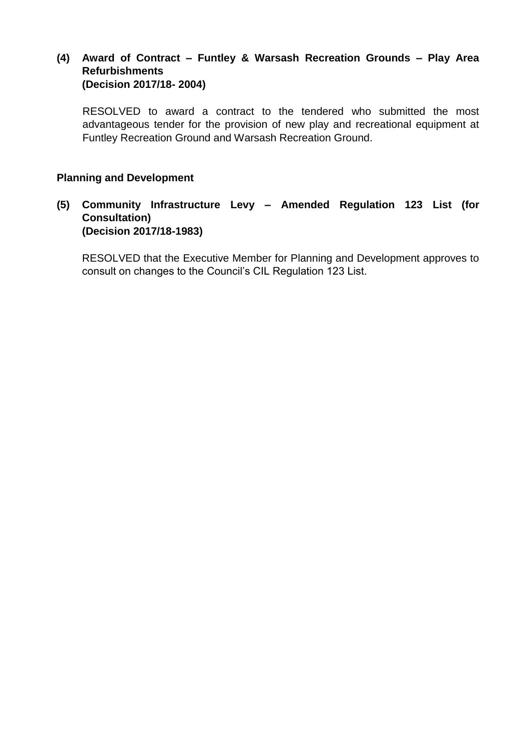**(4) Award of Contract – Funtley & Warsash Recreation Grounds – Play Area Refurbishments**
**(Decision 2017/18- 2004)**

RESOLVED to award a contract to the tendered who submitted the most advantageous tender for the provision of new play and recreational equipment at Funtley Recreation Ground and Warsash Recreation Ground.

**Planning and Development**

**(5) Community Infrastructure Levy – Amended Regulation 123 List (for Consultation)**
**(Decision 2017/18-1983)**

RESOLVED that the Executive Member for Planning and Development approves to consult on changes to the Council's CIL Regulation 123 List.